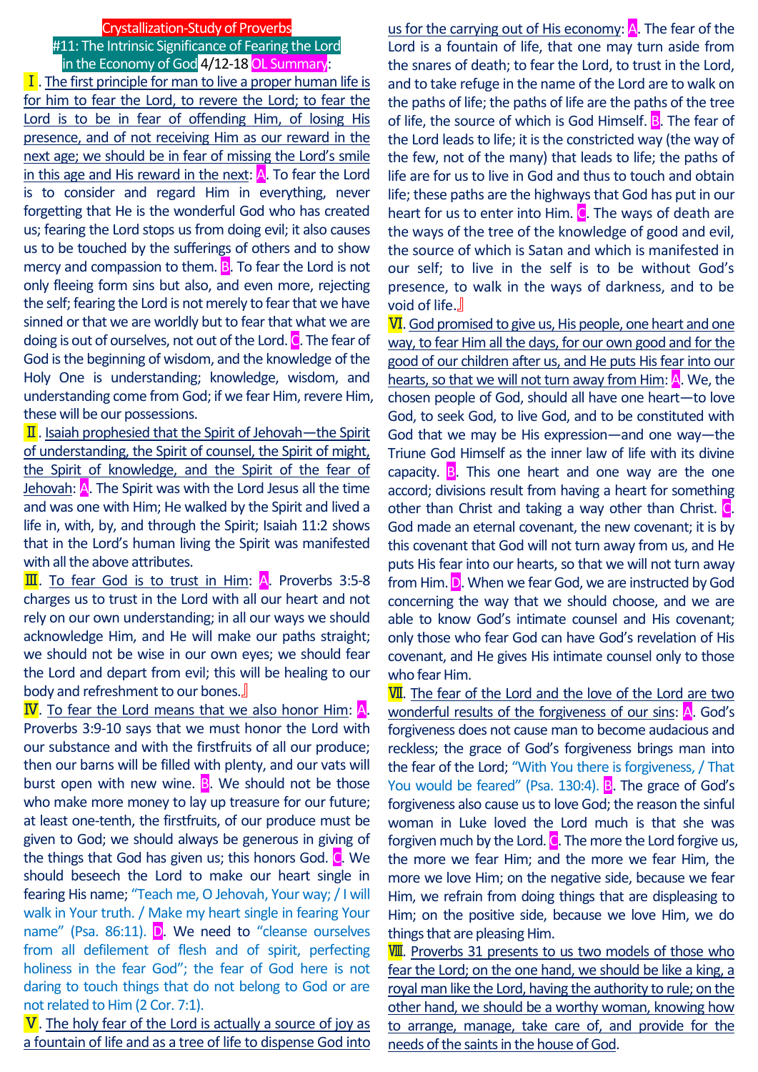# Crystallization-Study of Proverbs
## #11: The Intrinsic Significance of Fearing the Lord in the Economy of God 4/12-18 OL Summary:

**Ⅰ**. The first principle for man to live a proper human life is for him to fear the Lord, to revere the Lord; to fear the Lord is to be in fear of offending Him, of losing His presence, and of not receiving Him as our reward in the next age; we should be in fear of missing the Lord's smile in this age and His reward in the next: **A**. To fear the Lord is to consider and regard Him in everything, never forgetting that He is the wonderful God who has created us; fearing the Lord stops us from doing evil; it also causes us to be touched by the sufferings of others and to show mercy and compassion to them. **B**. To fear the Lord is not only fleeing form sins but also, and even more, rejecting the self; fearing the Lord is not merely to fear that we have sinned or that we are worldly but to fear that what we are doing is out of ourselves, not out of the Lord. **C**. The fear of God is the beginning of wisdom, and the knowledge of the Holy One is understanding; knowledge, wisdom, and understanding come from God; if we fear Him, revere Him, these will be our possessions.

**Ⅱ**. Isaiah prophesied that the Spirit of Jehovah—the Spirit of understanding, the Spirit of counsel, the Spirit of might, the Spirit of knowledge, and the Spirit of the fear of Jehovah: **A**. The Spirit was with the Lord Jesus all the time and was one with Him; He walked by the Spirit and lived a life in, with, by, and through the Spirit; Isaiah 11:2 shows that in the Lord's human living the Spirit was manifested with all the above attributes.

**Ⅲ**. To fear God is to trust in Him: **A**. Proverbs 3:5-8 charges us to trust in the Lord with all our heart and not rely on our own understanding; in all our ways we should acknowledge Him, and He will make our paths straight; we should not be wise in our own eyes; we should fear the Lord and depart from evil; this will be healing to our body and refreshment to our bones.』

**Ⅳ**. To fear the Lord means that we also honor Him: **A**. Proverbs 3:9-10 says that we must honor the Lord with our substance and with the firstfruits of all our produce; then our barns will be filled with plenty, and our vats will burst open with new wine. **B**. We should not be those who make more money to lay up treasure for our future; at least one-tenth, the firstfruits, of our produce must be given to God; we should always be generous in giving of the things that God has given us; this honors God. **C**. We should beseech the Lord to make our heart single in fearing His name; "Teach me, O Jehovah, Your way; / I will walk in Your truth. / Make my heart single in fearing Your name" (Psa. 86:11). **D**. We need to "cleanse ourselves from all defilement of flesh and of spirit, perfecting holiness in the fear God"; the fear of God here is not daring to touch things that do not belong to God or are not related to Him (2 Cor. 7:1).

**Ⅴ**. The holy fear of the Lord is actually a source of joy as a fountain of life and as a tree of life to dispense God into us for the carrying out of His economy: **A**. The fear of the Lord is a fountain of life, that one may turn aside from the snares of death; to fear the Lord, to trust in the Lord, and to take refuge in the name of the Lord are to walk on the paths of life; the paths of life are the paths of the tree of life, the source of which is God Himself. **B**. The fear of the Lord leads to life; it is the constricted way (the way of the few, not of the many) that leads to life; the paths of life are for us to live in God and thus to touch and obtain life; these paths are the highways that God has put in our heart for us to enter into Him. **C**. The ways of death are the ways of the tree of the knowledge of good and evil, the source of which is Satan and which is manifested in our self; to live in the self is to be without God's presence, to walk in the ways of darkness, and to be void of life.』

**Ⅵ**. God promised to give us, His people, one heart and one way, to fear Him all the days, for our own good and for the good of our children after us, and He puts His fear into our hearts, so that we will not turn away from Him: **A**. We, the chosen people of God, should all have one heart—to love God, to seek God, to live God, and to be constituted with God that we may be His expression—and one way—the Triune God Himself as the inner law of life with its divine capacity. **B**. This one heart and one way are the one accord; divisions result from having a heart for something other than Christ and taking a way other than Christ. **C**. God made an eternal covenant, the new covenant; it is by this covenant that God will not turn away from us, and He puts His fear into our hearts, so that we will not turn away from Him. **D**. When we fear God, we are instructed by God concerning the way that we should choose, and we are able to know God's intimate counsel and His covenant; only those who fear God can have God's revelation of His covenant, and He gives His intimate counsel only to those who fear Him.

**Ⅶ**. The fear of the Lord and the love of the Lord are two wonderful results of the forgiveness of our sins: **A**. God's forgiveness does not cause man to become audacious and reckless; the grace of God's forgiveness brings man into the fear of the Lord; "With You there is forgiveness, / That You would be feared" (Psa. 130:4). **B**. The grace of God's forgiveness also cause us to love God; the reason the sinful woman in Luke loved the Lord much is that she was forgiven much by the Lord. **C**. The more the Lord forgive us, the more we fear Him; and the more we fear Him, the more we love Him; on the negative side, because we fear Him, we refrain from doing things that are displeasing to Him; on the positive side, because we love Him, we do things that are pleasing Him.

**Ⅷ**. Proverbs 31 presents to us two models of those who fear the Lord; on the one hand, we should be like a king, a royal man like the Lord, having the authority to rule; on the other hand, we should be a worthy woman, knowing how to arrange, manage, take care of, and provide for the needs of the saints in the house of God.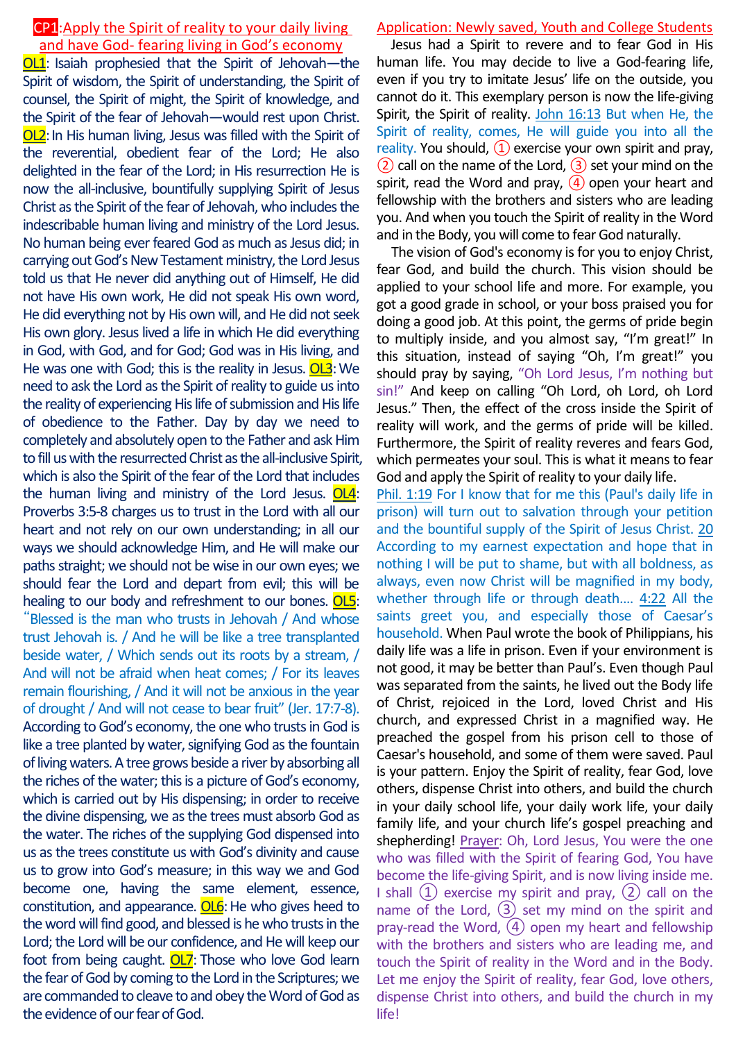## CP1: Apply the Spirit of reality to your daily living and have God- fearing living in God's economy

**OL1**: Isaiah prophesied that the Spirit of Jehovah—the Spirit of wisdom, the Spirit of understanding, the Spirit of counsel, the Spirit of might, the Spirit of knowledge, and the Spirit of the fear of Jehovah—would rest upon Christ. **OL2**: In His human living, Jesus was filled with the Spirit of the reverential, obedient fear of the Lord; He also delighted in the fear of the Lord; in His resurrection He is now the all-inclusive, bountifully supplying Spirit of Jesus Christ as the Spirit of the fear of Jehovah, who includes the indescribable human living and ministry of the Lord Jesus. No human being ever feared God as much as Jesus did; in carrying out God's New Testament ministry, the Lord Jesus told us that He never did anything out of Himself, He did not have His own work, He did not speak His own word, He did everything not by His own will, and He did not seek His own glory. Jesus lived a life in which He did everything in God, with God, and for God; God was in His living, and He was one with God; this is the reality in Jesus. **OL3**: We need to ask the Lord as the Spirit of reality to guide us into the reality of experiencing His life of submission and His life of obedience to the Father. Day by day we need to completely and absolutely open to the Father and ask Him to fill us with the resurrected Christ as the all-inclusive Spirit, which is also the Spirit of the fear of the Lord that includes the human living and ministry of the Lord Jesus. **OL4**: Proverbs 3:5-8 charges us to trust in the Lord with all our heart and not rely on our own understanding; in all our ways we should acknowledge Him, and He will make our paths straight; we should not be wise in our own eyes; we should fear the Lord and depart from evil; this will be healing to our body and refreshment to our bones. **OL5**: "Blessed is the man who trusts in Jehovah / And whose trust Jehovah is. / And he will be like a tree transplanted beside water, / Which sends out its roots by a stream, / And will not be afraid when heat comes; / For its leaves remain flourishing, / And it will not be anxious in the year of drought / And will not cease to bear fruit" (Jer. 17:7-8). According to God's economy, the one who trusts in God is like a tree planted by water, signifying God as the fountain of living waters. A tree grows beside a river by absorbing all the riches of the water; this is a picture of God's economy, which is carried out by His dispensing; in order to receive the divine dispensing, we as the trees must absorb God as the water. The riches of the supplying God dispensed into us as the trees constitute us with God's divinity and cause us to grow into God's measure; in this way we and God become one, having the same element, essence, constitution, and appearance. **OL6**: He who gives heed to the word will find good, and blessed is he who trusts in the Lord; the Lord will be our confidence, and He will keep our foot from being caught. **OL7**: Those who love God learn the fear of God by coming to the Lord in the Scriptures; we are commanded to cleave to and obey the Word of God as the evidence of our fear of God.

### Application: Newly saved, Youth and College Students

Jesus had a Spirit to revere and to fear God in His human life. You may decide to live a God-fearing life, even if you try to imitate Jesus' life on the outside, you cannot do it. This exemplary person is now the life-giving Spirit, the Spirit of reality. John 16:13 But when He, the Spirit of reality, comes, He will guide you into all the reality. You should, ① exercise your own spirit and pray, ② call on the name of the Lord, ③ set your mind on the spirit, read the Word and pray, ④ open your heart and fellowship with the brothers and sisters who are leading you. And when you touch the Spirit of reality in the Word and in the Body, you will come to fear God naturally.

The vision of God's economy is for you to enjoy Christ, fear God, and build the church. This vision should be applied to your school life and more. For example, you got a good grade in school, or your boss praised you for doing a good job. At this point, the germs of pride begin to multiply inside, and you almost say, "I'm great!" In this situation, instead of saying "Oh, I'm great!" you should pray by saying, "Oh Lord Jesus, I'm nothing but sin!" And keep on calling "Oh Lord, oh Lord, oh Lord Jesus." Then, the effect of the cross inside the Spirit of reality will work, and the germs of pride will be killed. Furthermore, the Spirit of reality reveres and fears God, which permeates your soul. This is what it means to fear God and apply the Spirit of reality to your daily life.

Phil. 1:19 For I know that for me this (Paul's daily life in prison) will turn out to salvation through your petition and the bountiful supply of the Spirit of Jesus Christ. 20 According to my earnest expectation and hope that in nothing I will be put to shame, but with all boldness, as always, even now Christ will be magnified in my body, whether through life or through death…. 4:22 All the saints greet you, and especially those of Caesar's household. When Paul wrote the book of Philippians, his daily life was a life in prison. Even if your environment is not good, it may be better than Paul's. Even though Paul was separated from the saints, he lived out the Body life of Christ, rejoiced in the Lord, loved Christ and His church, and expressed Christ in a magnified way. He preached the gospel from his prison cell to those of Caesar's household, and some of them were saved. Paul is your pattern. Enjoy the Spirit of reality, fear God, love others, dispense Christ into others, and build the church in your daily school life, your daily work life, your daily family life, and your church life's gospel preaching and shepherding! Prayer: Oh, Lord Jesus, You were the one who was filled with the Spirit of fearing God, You have become the life-giving Spirit, and is now living inside me. I shall ① exercise my spirit and pray, ② call on the name of the Lord, ③ set my mind on the spirit and pray-read the Word, ④ open my heart and fellowship with the brothers and sisters who are leading me, and touch the Spirit of reality in the Word and in the Body. Let me enjoy the Spirit of reality, fear God, love others, dispense Christ into others, and build the church in my life!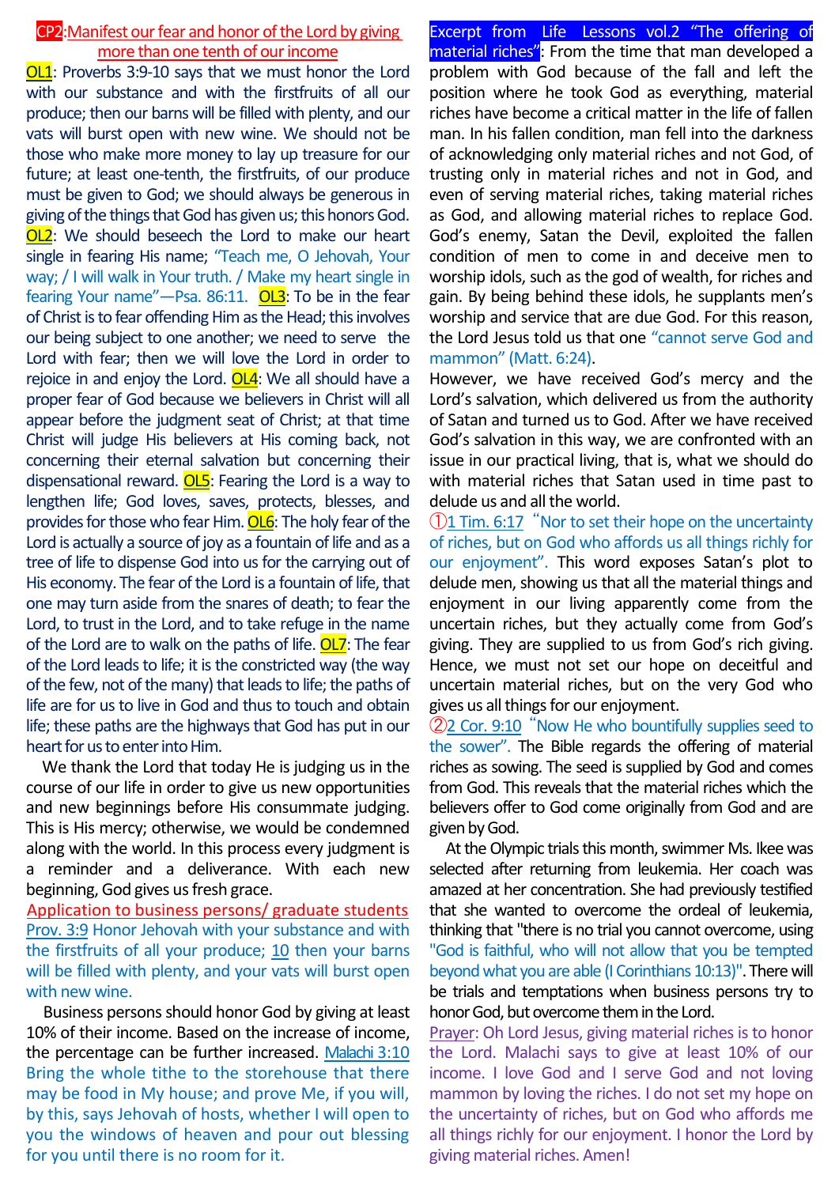## CP2: Manifest our fear and honor of the Lord by giving more than one tenth of our income

**OL1**: Proverbs 3:9-10 says that we must honor the Lord with our substance and with the firstfruits of all our produce; then our barns will be filled with plenty, and our vats will burst open with new wine. We should not be those who make more money to lay up treasure for our future; at least one-tenth, the firstfruits, of our produce must be given to God; we should always be generous in giving of the things that God has given us; this honors God. **OL2**: We should beseech the Lord to make our heart single in fearing His name; "Teach me, O Jehovah, Your way; / I will walk in Your truth. / Make my heart single in fearing Your name"—Psa. 86:11. **OL3**: To be in the fear of Christ is to fear offending Him as the Head; this involves our being subject to one another; we need to serve the Lord with fear; then we will love the Lord in order to rejoice in and enjoy the Lord. **OL4**: We all should have a proper fear of God because we believers in Christ will all appear before the judgment seat of Christ; at that time Christ will judge His believers at His coming back, not concerning their eternal salvation but concerning their dispensational reward. **OL5**: Fearing the Lord is a way to lengthen life; God loves, saves, protects, blesses, and provides for those who fear Him. **OL6**: The holy fear of the Lord is actually a source of joy as a fountain of life and as a tree of life to dispense God into us for the carrying out of His economy. The fear of the Lord is a fountain of life, that one may turn aside from the snares of death; to fear the Lord, to trust in the Lord, and to take refuge in the name of the Lord are to walk on the paths of life. **OL7**: The fear of the Lord leads to life; it is the constricted way (the way of the few, not of the many) that leads to life; the paths of life are for us to live in God and thus to touch and obtain life; these paths are the highways that God has put in our heart for us to enter into Him.

We thank the Lord that today He is judging us in the course of our life in order to give us new opportunities and new beginnings before His consummate judging. This is His mercy; otherwise, we would be condemned along with the world. In this process every judgment is a reminder and a deliverance. With each new beginning, God gives us fresh grace.

**Application to business persons/ graduate students**

Prov. 3:9 Honor Jehovah with your substance and with the firstfruits of all your produce; 10 then your barns will be filled with plenty, and your vats will burst open with new wine.

Business persons should honor God by giving at least 10% of their income. Based on the increase of income, the percentage can be further increased. Malachi 3:10 Bring the whole tithe to the storehouse that there may be food in My house; and prove Me, if you will, by this, says Jehovah of hosts, whether I will open to you the windows of heaven and pour out blessing for you until there is no room for it.

**Excerpt from Life Lessons vol.2 "The offering of material riches"**: From the time that man developed a problem with God because of the fall and left the position where he took God as everything, material riches have become a critical matter in the life of fallen man. In his fallen condition, man fell into the darkness of acknowledging only material riches and not God, of trusting only in material riches and not in God, and even of serving material riches, taking material riches as God, and allowing material riches to replace God. God's enemy, Satan the Devil, exploited the fallen condition of men to come in and deceive men to worship idols, such as the god of wealth, for riches and gain. By being behind these idols, he supplants men's worship and service that are due God. For this reason, the Lord Jesus told us that one "cannot serve God and mammon" (Matt. 6:24).

However, we have received God's mercy and the Lord's salvation, which delivered us from the authority of Satan and turned us to God. After we have received God's salvation in this way, we are confronted with an issue in our practical living, that is, what we should do with material riches that Satan used in time past to delude us and all the world.

①1 Tim. 6:17 "Nor to set their hope on the uncertainty of riches, but on God who affords us all things richly for our enjoyment". This word exposes Satan's plot to delude men, showing us that all the material things and enjoyment in our living apparently come from the uncertain riches, but they actually come from God's giving. They are supplied to us from God's rich giving. Hence, we must not set our hope on deceitful and uncertain material riches, but on the very God who gives us all things for our enjoyment.

②2 Cor. 9:10 "Now He who bountifully supplies seed to the sower". The Bible regards the offering of material riches as sowing. The seed is supplied by God and comes from God. This reveals that the material riches which the believers offer to God come originally from God and are given by God.

At the Olympic trials this month, swimmer Ms. Ikee was selected after returning from leukemia. Her coach was amazed at her concentration. She had previously testified that she wanted to overcome the ordeal of leukemia, thinking that "there is no trial you cannot overcome, using "God is faithful, who will not allow that you be tempted beyond what you are able (I Corinthians 10:13)". There will be trials and temptations when business persons try to honor God, but overcome them in the Lord.

Prayer: Oh Lord Jesus, giving material riches is to honor the Lord. Malachi says to give at least 10% of our income. I love God and I serve God and not loving mammon by loving the riches. I do not set my hope on the uncertainty of riches, but on God who affords me all things richly for our enjoyment. I honor the Lord by giving material riches. Amen!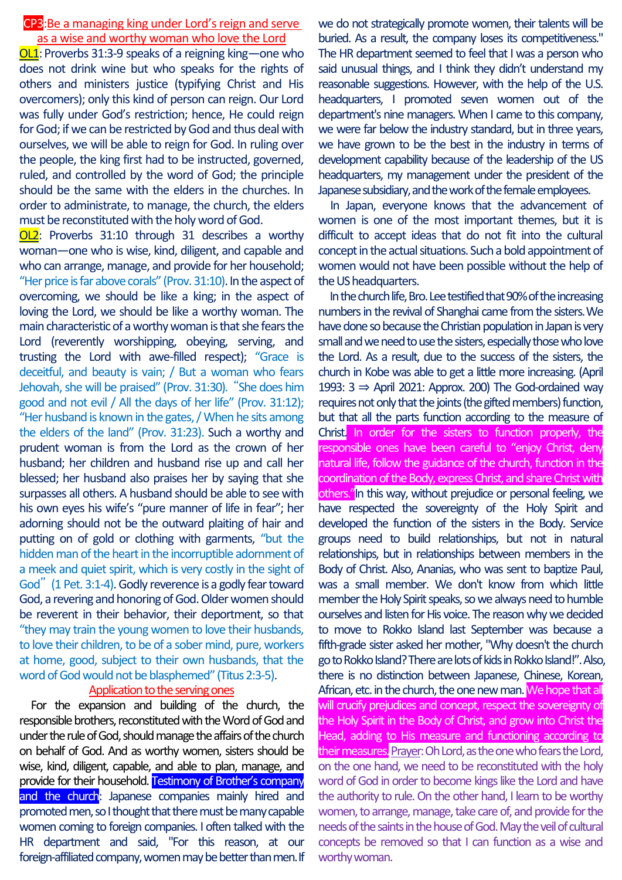**CP3**:Be a managing king under Lord's reign and serve as a wise and worthy woman who love the Lord

**OL1**: Proverbs 31:3-9 speaks of a reigning king—one who does not drink wine but who speaks for the rights of others and ministers justice (typifying Christ and His overcomers); only this kind of person can reign. Our Lord was fully under God's restriction; hence, He could reign for God; if we can be restricted by God and thus deal with ourselves, we will be able to reign for God. In ruling over the people, the king first had to be instructed, governed, ruled, and controlled by the word of God; the principle should be the same with the elders in the churches. In order to administrate, to manage, the church, the elders must be reconstituted with the holy word of God.

**OL2**: Proverbs 31:10 through 31 describes a worthy woman—one who is wise, kind, diligent, and capable and who can arrange, manage, and provide for her household; "Her price is far above corals" (Prov. 31:10). In the aspect of overcoming, we should be like a king; in the aspect of loving the Lord, we should be like a worthy woman. The main characteristic of a worthy woman is that she fears the Lord (reverently worshipping, obeying, serving, and trusting the Lord with awe-filled respect); "Grace is deceitful, and beauty is vain; / But a woman who fears Jehovah, she will be praised" (Prov. 31:30). "She does him good and not evil / All the days of her life" (Prov. 31:12); "Her husband is known in the gates, / When he sits among the elders of the land" (Prov. 31:23). Such a worthy and prudent woman is from the Lord as the crown of her husband; her children and husband rise up and call her blessed; her husband also praises her by saying that she surpasses all others. A husband should be able to see with his own eyes his wife's "pure manner of life in fear"; her adorning should not be the outward plaiting of hair and putting on of gold or clothing with garments, "but the hidden man of the heart in the incorruptible adornment of a meek and quiet spirit, which is very costly in the sight of God" (1 Pet. 3:1-4). Godly reverence is a godly fear toward God, a revering and honoring of God. Older women should be reverent in their behavior, their deportment, so that "they may train the young women to love their husbands, to love their children, to be of a sober mind, pure, workers at home, good, subject to their own husbands, that the word of God would not be blasphemed" (Titus 2:3-5).

**Application to the serving ones**

For the expansion and building of the church, the responsible brothers, reconstituted with the Word of God and under the rule of God, should manage the affairs of the church on behalf of God. And as worthy women, sisters should be wise, kind, diligent, capable, and able to plan, manage, and provide for their household. **Testimony of Brother's company and the church**: Japanese companies mainly hired and promoted men, so I thought that there must be many capable women coming to foreign companies. I often talked with the HR department and said, "For this reason, at our foreign-affiliated company, women may be better than men. If we do not strategically promote women, their talents will be buried. As a result, the company loses its competitiveness." The HR department seemed to feel that I was a person who said unusual things, and I think they didn't understand my reasonable suggestions. However, with the help of the U.S. headquarters, I promoted seven women out of the department's nine managers. When I came to this company, we were far below the industry standard, but in three years, we have grown to be the best in the industry in terms of development capability because of the leadership of the US headquarters, my management under the president of the Japanese subsidiary, and the work of the female employees.

In Japan, everyone knows that the advancement of women is one of the most important themes, but it is difficult to accept ideas that do not fit into the cultural concept in the actual situations. Such a bold appointment of women would not have been possible without the help of the US headquarters.

In the church life, Bro. Lee testified that 90% of the increasing numbers in the revival of Shanghai came from the sisters. We have done so because the Christian population in Japan is very small and we need to use the sisters, especially those who love the Lord. As a result, due to the success of the sisters, the church in Kobe was able to get a little more increasing. (April 1993: 3 ⇒ April 2021: Approx. 200) The God-ordained way requires not only that the joints (the gifted members) function, but that all the parts function according to the measure of Christ. **In order for the sisters to function properly, the responsible ones have been careful to "enjoy Christ, deny natural life, follow the guidance of the church, function in the coordination of the Body, express Christ, and share Christ with others."** In this way, without prejudice or personal feeling, we have respected the sovereignty of the Holy Spirit and developed the function of the sisters in the Body. Service groups need to build relationships, but not in natural relationships, but in relationships between members in the Body of Christ. Also, Ananias, who was sent to baptize Paul, was a small member. We don't know from which little member the Holy Spirit speaks, so we always need to humble ourselves and listen for His voice. The reason why we decided to move to Rokko Island last September was because a fifth-grade sister asked her mother, "Why doesn't the church go to Rokko Island? There are lots of kids in Rokko Island!". Also, there is no distinction between Japanese, Chinese, Korean, African, etc. in the church, the one new man. **We hope that all will crucify prejudices and concept, respect the sovereignty of the Holy Spirit in the Body of Christ, and grow into Christ the Head, adding to His measure and functioning according to their measures.** Prayer: Oh Lord, as the one who fears the Lord, on the one hand, we need to be reconstituted with the holy word of God in order to become kings like the Lord and have the authority to rule. On the other hand, I learn to be worthy women, to arrange, manage, take care of, and provide for the needs of the saints in the house of God. May the veil of cultural concepts be removed so that I can function as a wise and worthy woman.